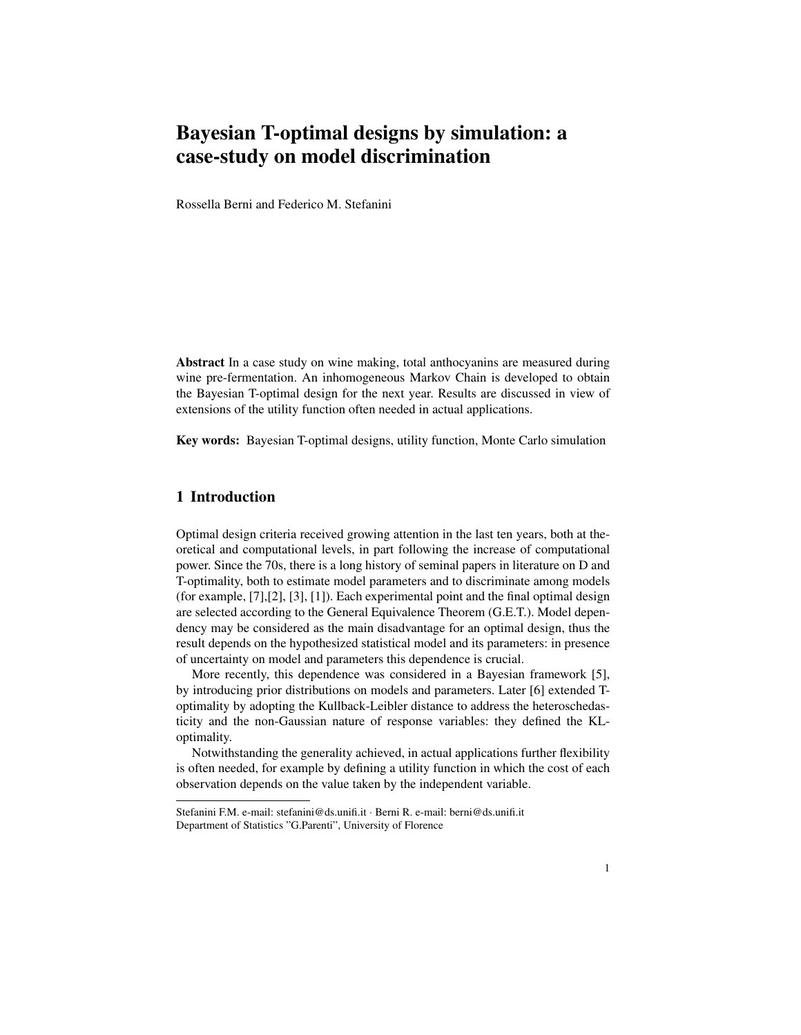# Bayesian T-optimal designs by simulation: a case-study on model discrimination

Rossella Berni and Federico M. Stefanini

**Abstract** In a case study on wine making, total anthocyanins are measured during wine pre-fermentation. An inhomogeneous Markov Chain is developed to obtain the Bayesian T-optimal design for the next year. Results are discussed in view of extensions of the utility function often needed in actual applications.

**Key words:** Bayesian T-optimal designs, utility function, Monte Carlo simulation

## 1 Introduction

Optimal design criteria received growing attention in the last ten years, both at theoretical and computational levels, in part following the increase of computational power. Since the 70s, there is a long history of seminal papers in literature on D and T-optimality, both to estimate model parameters and to discriminate among models (for example, [7],[2], [3], [1]). Each experimental point and the final optimal design are selected according to the General Equivalence Theorem (G.E.T.). Model dependency may be considered as the main disadvantage for an optimal design, thus the result depends on the hypothesized statistical model and its parameters: in presence of uncertainty on model and parameters this dependence is crucial.

More recently, this dependence was considered in a Bayesian framework [5], by introducing prior distributions on models and parameters. Later [6] extended T-optimality by adopting the Kullback-Leibler distance to address the heteroschedasticity and the non-Gaussian nature of response variables: they defined the KL-optimality.

Notwithstanding the generality achieved, in actual applications further flexibility is often needed, for example by defining a utility function in which the cost of each observation depends on the value taken by the independent variable.

Stefanini F.M. e-mail: stefanini@ds.unifi.it · Berni R. e-mail: berni@ds.unifi.it
Department of Statistics "G.Parenti", University of Florence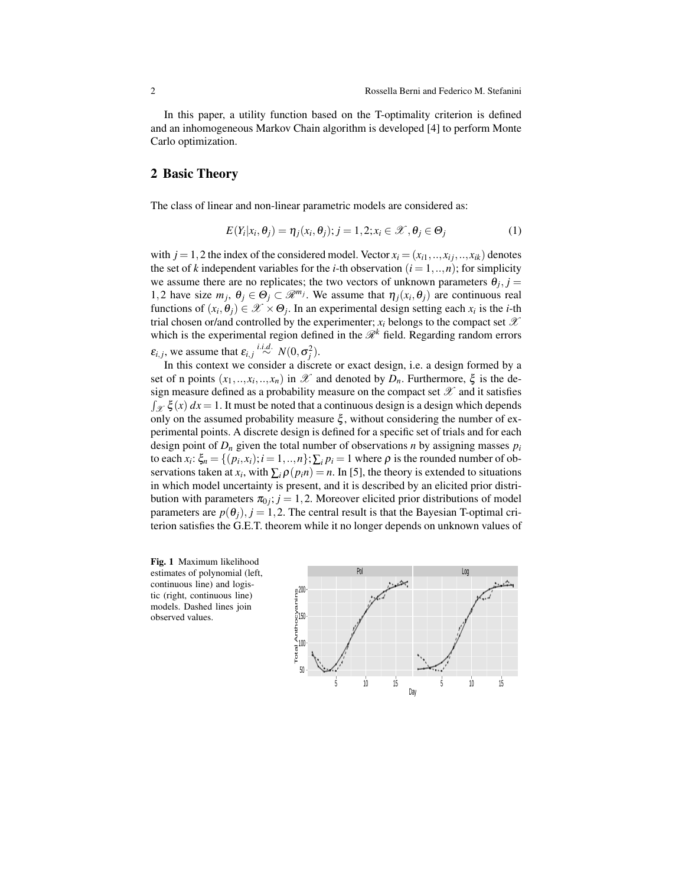In this paper, a utility function based on the T-optimality criterion is defined and an inhomogeneous Markov Chain algorithm is developed [4] to perform Monte Carlo optimization.

## 2 Basic Theory

The class of linear and non-linear parametric models are considered as:

$$E(Y_i|x_i,\theta_j) = \eta_j(x_i,\theta_j);\, j=1,2; x_i \in \mathscr{X}, \theta_j \in \Theta_j \tag{1}$$

with $j=1,2$ the index of the considered model. Vector $x_i = (x_{i1},..,x_{ij},..,x_{ik})$ denotes the set of $k$ independent variables for the $i$-th observation $(i=1,..,n)$; for simplicity we assume there are no replicates; the two vectors of unknown parameters $\theta_j, j = 1,2$ have size $m_j$, $\theta_j \in \Theta_j \subset \mathscr{R}^{m_j}$. We assume that $\eta_j(x_i,\theta_j)$ are continuous real functions of $(x_i,\theta_j) \in \mathscr{X} \times \Theta_j$. In an experimental design setting each $x_i$ is the $i$-th trial chosen or/and controlled by the experimenter; $x_i$ belongs to the compact set $\mathscr{X}$ which is the experimental region defined in the $\mathscr{R}^k$ field. Regarding random errors $\varepsilon_{i,j}$, we assume that $\varepsilon_{i,j} \overset{i.i.d.}{\sim} N(0,\sigma_j^2)$.

In this context we consider a discrete or exact design, i.e. a design formed by a set of n points $(x_1,..,x_i,..,x_n)$ in $\mathscr{X}$ and denoted by $D_n$. Furthermore, $\xi$ is the design measure defined as a probability measure on the compact set $\mathscr{X}$ and it satisfies $\int_{\mathscr{X}} \xi(x)\,dx = 1$. It must be noted that a continuous design is a design which depends only on the assumed probability measure $\xi$, without considering the number of experimental points. A discrete design is defined for a specific set of trials and for each design point of $D_n$ given the total number of observations $n$ by assigning masses $p_i$ to each $x_i$: $\xi_n = \{(p_i,x_i); i=1,..,n\}; \sum_i p_i = 1$ where $\rho$ is the rounded number of observations taken at $x_i$, with $\sum_i \rho(p_i n) = n$. In [5], the theory is extended to situations in which model uncertainty is present, and it is described by an elicited prior distribution with parameters $\pi_{0j}; j=1,2$. Moreover elicited prior distributions of model parameters are $p(\theta_j), j=1,2$. The central result is that the Bayesian T-optimal criterion satisfies the G.E.T. theorem while it no longer depends on unknown values of

**Fig. 1** Maximum likelihood estimates of polynomial (left, continuous line) and logistic (right, continuous line) models. Dashed lines join observed values.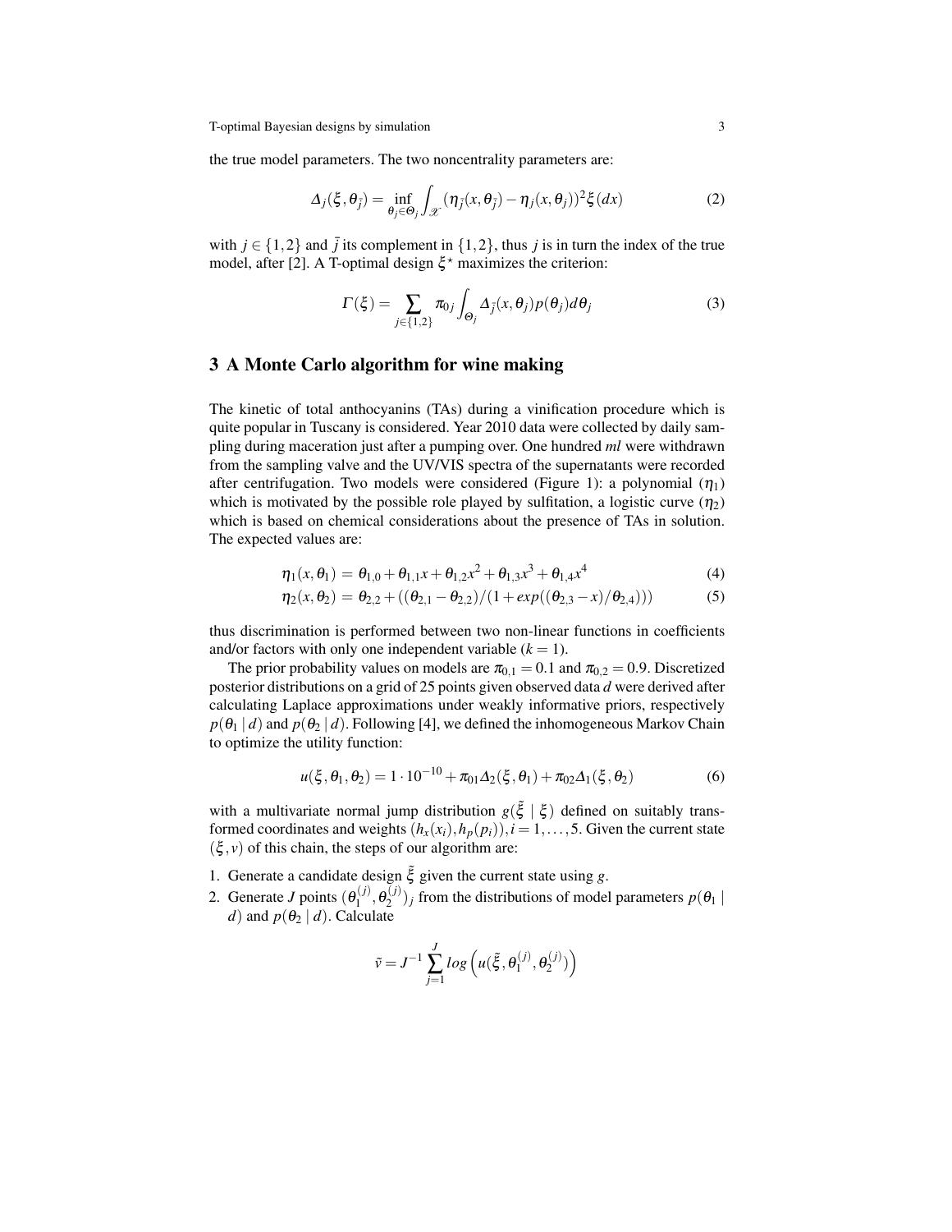the true model parameters. The two noncentrality parameters are:

$$\Delta_j(\xi, \theta_{\bar{j}}) = \inf_{\theta_j \in \Theta_j} \int_{\mathscr{X}} (\eta_{\bar{j}}(x, \theta_{\bar{j}}) - \eta_j(x, \theta_j))^2 \xi(dx) \tag{2}$$

with $j \in \{1,2\}$ and $\bar{j}$ its complement in $\{1,2\}$, thus $j$ is in turn the index of the true model, after [2]. A T-optimal design $\xi^\star$ maximizes the criterion:

$$\Gamma(\xi) = \sum_{j \in \{1,2\}} \pi_{0j} \int_{\Theta_j} \Delta_{\bar{j}}(x, \theta_j) p(\theta_j) d\theta_j \tag{3}$$

## 3 A Monte Carlo algorithm for wine making

The kinetic of total anthocyanins (TAs) during a vinification procedure which is quite popular in Tuscany is considered. Year 2010 data were collected by daily sampling during maceration just after a pumping over. One hundred *ml* were withdrawn from the sampling valve and the UV/VIS spectra of the supernatants were recorded after centrifugation. Two models were considered (Figure 1): a polynomial ($\eta_1$) which is motivated by the possible role played by sulfitation, a logistic curve ($\eta_2$) which is based on chemical considerations about the presence of TAs in solution. The expected values are:

$$\eta_1(x, \theta_1) = \theta_{1,0} + \theta_{1,1}x + \theta_{1,2}x^2 + \theta_{1,3}x^3 + \theta_{1,4}x^4 \tag{4}$$

$$\eta_2(x, \theta_2) = \theta_{2,2} + ((\theta_{2,1} - \theta_{2,2})/(1 + exp((\theta_{2,3} - x)/\theta_{2,4}))) \tag{5}$$

thus discrimination is performed between two non-linear functions in coefficients and/or factors with only one independent variable ($k = 1$).

The prior probability values on models are $\pi_{0,1} = 0.1$ and $\pi_{0,2} = 0.9$. Discretized posterior distributions on a grid of 25 points given observed data $d$ were derived after calculating Laplace approximations under weakly informative priors, respectively $p(\theta_1 \mid d)$ and $p(\theta_2 \mid d)$. Following [4], we defined the inhomogeneous Markov Chain to optimize the utility function:

$$u(\xi, \theta_1, \theta_2) = 1 \cdot 10^{-10} + \pi_{01}\Delta_2(\xi, \theta_1) + \pi_{02}\Delta_1(\xi, \theta_2) \tag{6}$$

with a multivariate normal jump distribution $g(\tilde{\xi} \mid \xi)$ defined on suitably transformed coordinates and weights $(h_x(x_i), h_p(p_i)), i = 1, \ldots, 5$. Given the current state $(\xi, v)$ of this chain, the steps of our algorithm are:

1. Generate a candidate design $\tilde{\xi}$ given the current state using $g$.
2. Generate $J$ points $(\theta_1^{(j)}, \theta_2^{(j)})_j$ from the distributions of model parameters $p(\theta_1 \mid d)$ and $p(\theta_2 \mid d)$. Calculate

$$\tilde{v} = J^{-1} \sum_{j=1}^{J} log\left(u(\tilde{\xi}, \theta_1^{(j)}, \theta_2^{(j)})\right)$$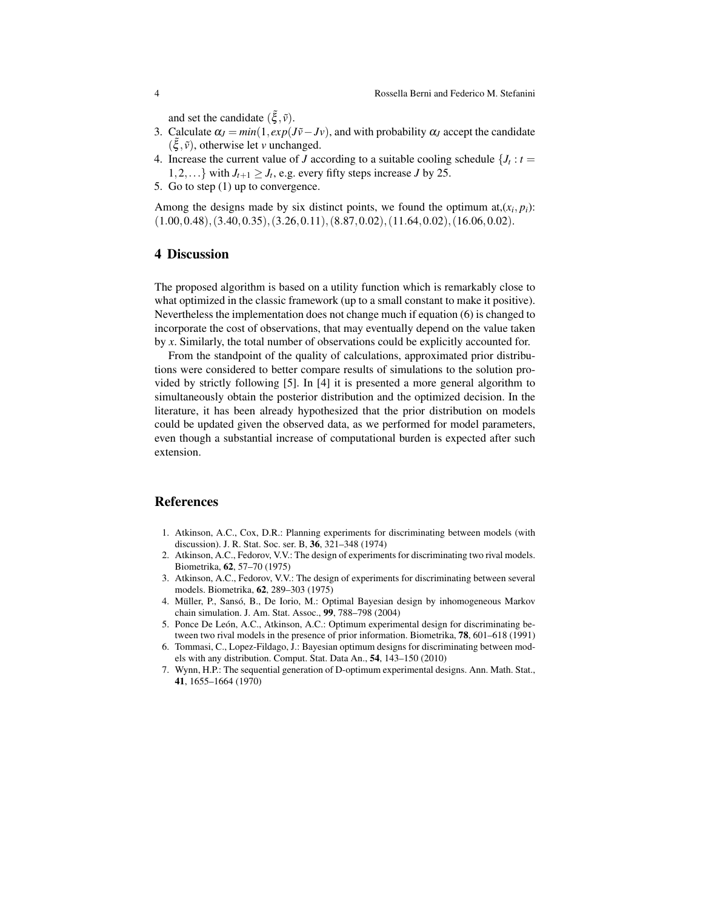and set the candidate $(\tilde{\xi}, \tilde{v})$.

3. Calculate $\alpha_J = min(1, exp(J\tilde{v} - Jv)$, and with probability $\alpha_J$ accept the candidate $(\tilde{\xi}, \tilde{v})$, otherwise let $v$ unchanged.
4. Increase the current value of $J$ according to a suitable cooling schedule $\{J_t : t = 1, 2, \ldots\}$ with $J_{t+1} \geq J_t$, e.g. every fifty steps increase $J$ by 25.
5. Go to step (1) up to convergence.

Among the designs made by six distinct points, we found the optimum at,$(x_i, p_i)$: $(1.00, 0.48), (3.40, 0.35), (3.26, 0.11), (8.87, 0.02), (11.64, 0.02), (16.06, 0.02)$.

## 4 Discussion

The proposed algorithm is based on a utility function which is remarkably close to what optimized in the classic framework (up to a small constant to make it positive). Nevertheless the implementation does not change much if equation (6) is changed to incorporate the cost of observations, that may eventually depend on the value taken by $x$. Similarly, the total number of observations could be explicitly accounted for.

From the standpoint of the quality of calculations, approximated prior distributions were considered to better compare results of simulations to the solution provided by strictly following [5]. In [4] it is presented a more general algorithm to simultaneously obtain the posterior distribution and the optimized decision. In the literature, it has been already hypothesized that the prior distribution on models could be updated given the observed data, as we performed for model parameters, even though a substantial increase of computational burden is expected after such extension.

## References

1. Atkinson, A.C., Cox, D.R.: Planning experiments for discriminating between models (with discussion). J. R. Stat. Soc. ser. B, **36**, 321–348 (1974)
2. Atkinson, A.C., Fedorov, V.V.: The design of experiments for discriminating two rival models. Biometrika, **62**, 57–70 (1975)
3. Atkinson, A.C., Fedorov, V.V.: The design of experiments for discriminating between several models. Biometrika, **62**, 289–303 (1975)
4. Müller, P., Sansó, B., De Iorio, M.: Optimal Bayesian design by inhomogeneous Markov chain simulation. J. Am. Stat. Assoc., **99**, 788–798 (2004)
5. Ponce De León, A.C., Atkinson, A.C.: Optimum experimental design for discriminating between two rival models in the presence of prior information. Biometrika, **78**, 601–618 (1991)
6. Tommasi, C., Lopez-Fildago, J.: Bayesian optimum designs for discriminating between models with any distribution. Comput. Stat. Data An., **54**, 143–150 (2010)
7. Wynn, H.P.: The sequential generation of D-optimum experimental designs. Ann. Math. Stat., **41**, 1655–1664 (1970)